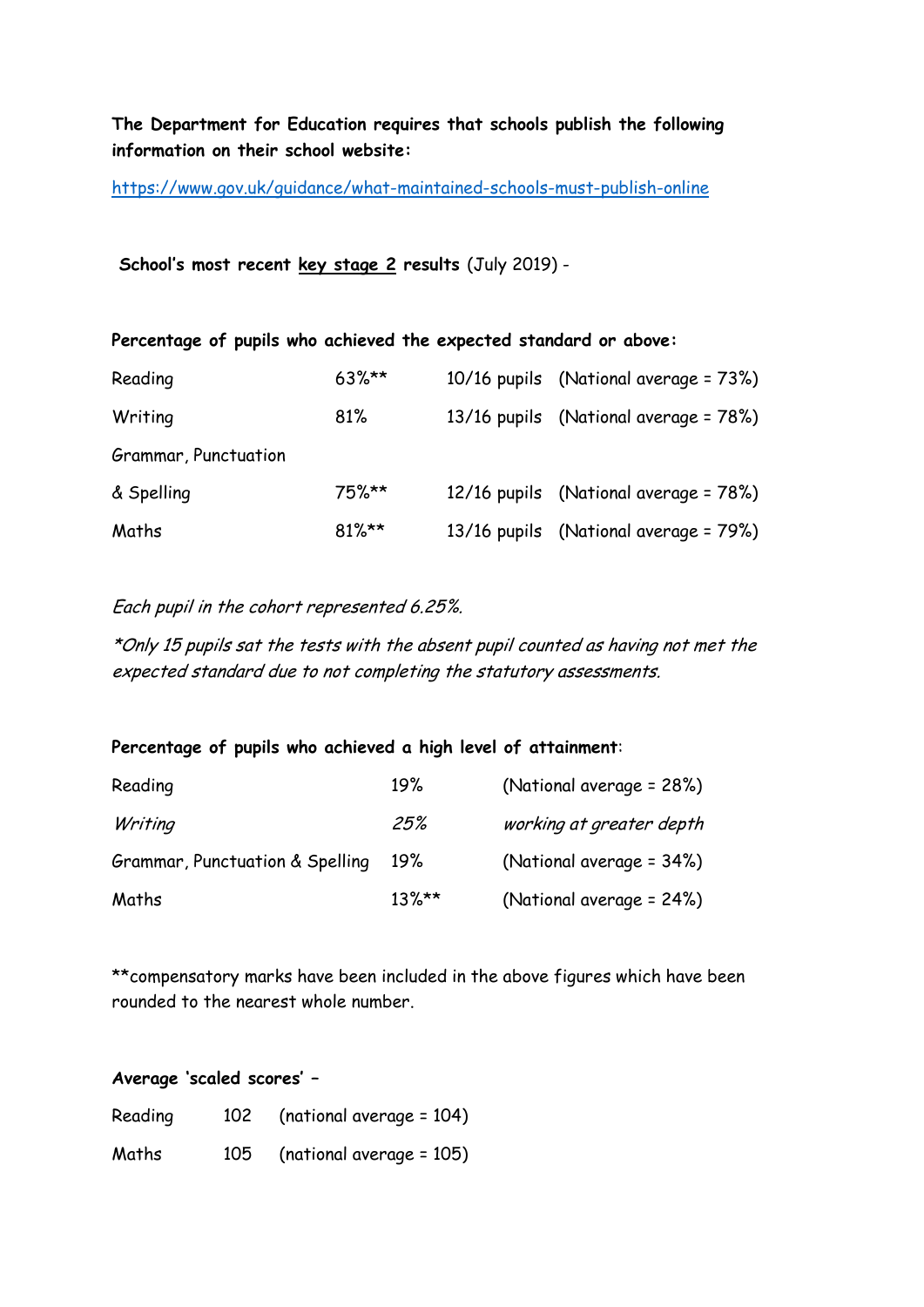**The Department for Education requires that schools publish the following information on their school website:**

https://www.gov.uk/guidance/what-maintained-schools-must-publish-online

**School's most recent <u>key stage 2</u> results** (July 2019) -

**Percentage of pupils who achieved the expected standard or above:**

| | | | |
|---|---|---|---|
| Reading | 63%** | 10/16 pupils | (National average = 73%) |
| Writing | 81% | 13/16 pupils | (National average = 78%) |
| Grammar, Punctuation & Spelling | 75%** | 12/16 pupils | (National average = 78%) |
| Maths | 81%** | 13/16 pupils | (National average = 79%) |

*Each pupil in the cohort represented 6.25%.*

*\*Only 15 pupils sat the tests with the absent pupil counted as having not met the expected standard due to not completing the statutory assessments.*

**Percentage of pupils who achieved a high level of attainment**:

| | | |
|---|---|---|
| Reading | 19% | (National average = 28%) |
| *Writing* | *25%* | *working at greater depth* |
| Grammar, Punctuation & Spelling | 19% | (National average = 34%) |
| Maths | 13%** | (National average = 24%) |

**compensatory marks have been included in the above figures which have been rounded to the nearest whole number.

**Average 'scaled scores' –**

| | | |
|---|---|---|
| Reading | 102 | (national average = 104) |
| Maths | 105 | (national average = 105) |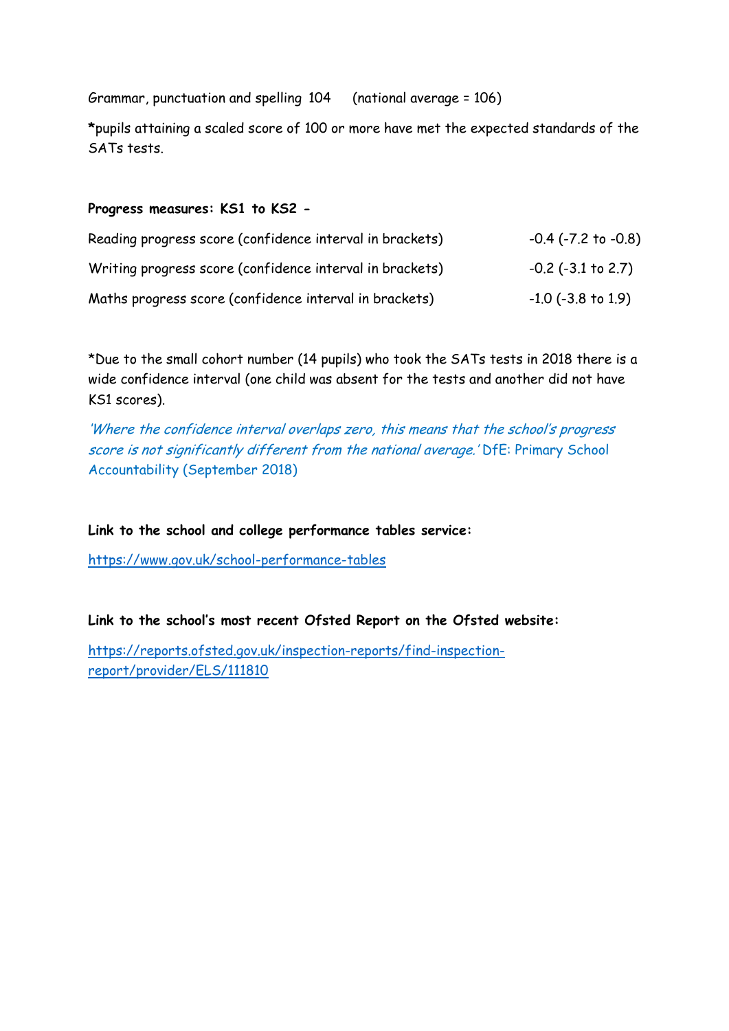Grammar, punctuation and spelling 104 (national average = 106)

***pupils attaining a scaled score of 100 or more have met the expected standards of the SATs tests.**

**Progress measures: KS1 to KS2 -**

| | |
|---|---|
| Reading progress score (confidence interval in brackets) | -0.4 (-7.2 to -0.8) |
| Writing progress score (confidence interval in brackets) | -0.2 (-3.1 to 2.7) |
| Maths progress score (confidence interval in brackets) | -1.0 (-3.8 to 1.9) |

*Due to the small cohort number (14 pupils) who took the SATs tests in 2018 there is a wide confidence interval (one child was absent for the tests and another did not have KS1 scores).

*'Where the confidence interval overlaps zero, this means that the school's progress score is not significantly different from the national average.'* DfE: Primary School Accountability (September 2018)

**Link to the school and college performance tables service:**

https://www.gov.uk/school-performance-tables

**Link to the school's most recent Ofsted Report on the Ofsted website:**

https://reports.ofsted.gov.uk/inspection-reports/find-inspection-report/provider/ELS/111810